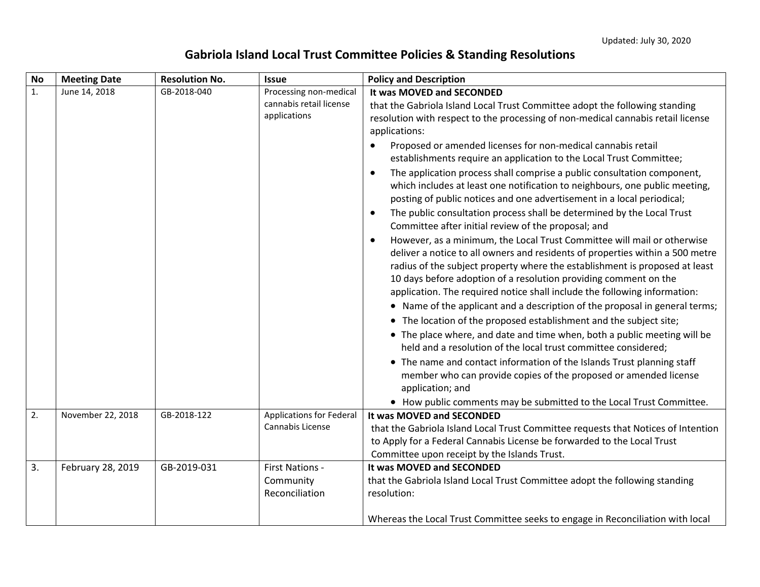Updated: July 30, 2020

# Gabriola Island Local Trust Committee Policies & Standing Resolutions

| No | Meeting Date | Resolution No. | Issue | Policy and Description |
|---|---|---|---|---|
| 1. | June 14, 2018 | GB-2018-040 | Processing non-medical cannabis retail license applications | **It was MOVED and SECONDED**<br>that the Gabriola Island Local Trust Committee adopt the following standing resolution with respect to the processing of non-medical cannabis retail license applications:<br>• Proposed or amended licenses for non-medical cannabis retail establishments require an application to the Local Trust Committee;<br>• The application process shall comprise a public consultation component, which includes at least one notification to neighbours, one public meeting, posting of public notices and one advertisement in a local periodical;<br>• The public consultation process shall be determined by the Local Trust Committee after initial review of the proposal; and<br>• However, as a minimum, the Local Trust Committee will mail or otherwise deliver a notice to all owners and residents of properties within a 500 metre radius of the subject property where the establishment is proposed at least 10 days before adoption of a resolution providing comment on the application. The required notice shall include the following information:<br>  • Name of the applicant and a description of the proposal in general terms;<br>  • The location of the proposed establishment and the subject site;<br>  • The place where, and date and time when, both a public meeting will be held and a resolution of the local trust committee considered;<br>  • The name and contact information of the Islands Trust planning staff member who can provide copies of the proposed or amended license application; and<br>  • How public comments may be submitted to the Local Trust Committee. |
| 2. | November 22, 2018 | GB-2018-122 | Applications for Federal Cannabis License | **It was MOVED and SECONDED**<br>that the Gabriola Island Local Trust Committee requests that Notices of Intention to Apply for a Federal Cannabis License be forwarded to the Local Trust Committee upon receipt by the Islands Trust. |
| 3. | February 28, 2019 | GB-2019-031 | First Nations - Community Reconciliation | **It was MOVED and SECONDED**<br>that the Gabriola Island Local Trust Committee adopt the following standing resolution:<br><br>Whereas the Local Trust Committee seeks to engage in Reconciliation with local |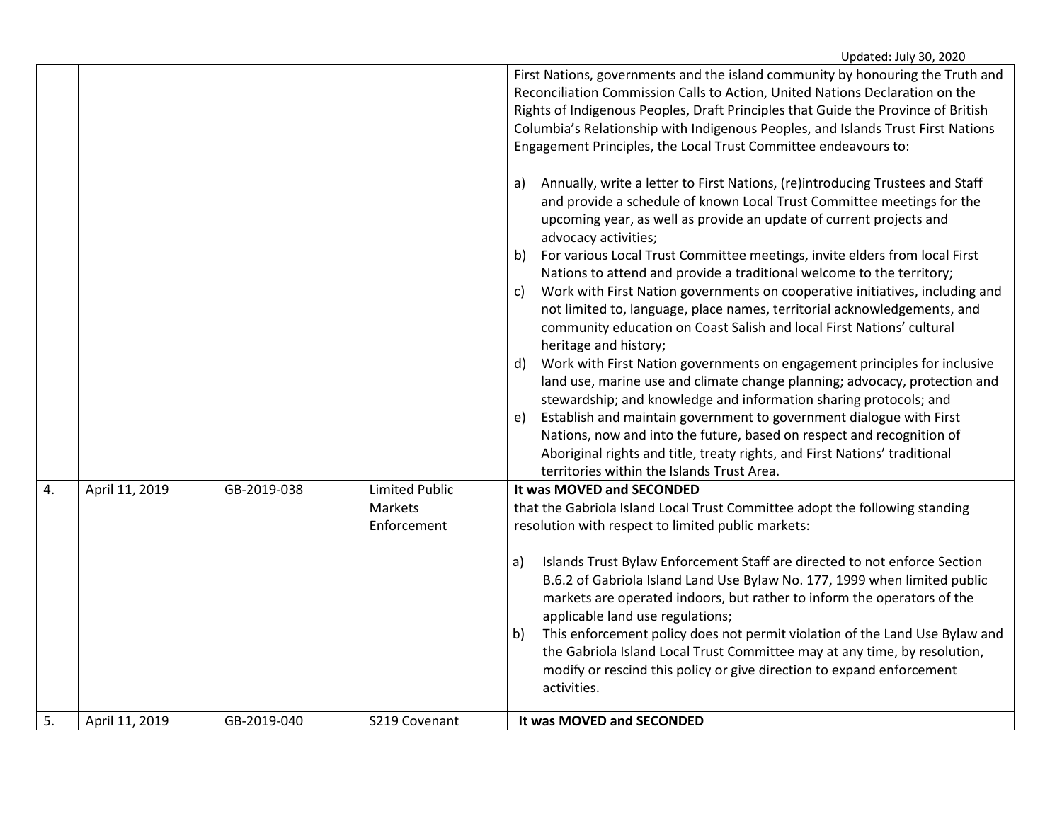| | | | | |
|---|---|---|---|---|
| | | | | First Nations, governments and the island community by honouring the Truth and Reconciliation Commission Calls to Action, United Nations Declaration on the Rights of Indigenous Peoples, Draft Principles that Guide the Province of British Columbia's Relationship with Indigenous Peoples, and Islands Trust First Nations Engagement Principles, the Local Trust Committee endeavours to:<br><br>a) Annually, write a letter to First Nations, (re)introducing Trustees and Staff and provide a schedule of known Local Trust Committee meetings for the upcoming year, as well as provide an update of current projects and advocacy activities;<br>b) For various Local Trust Committee meetings, invite elders from local First Nations to attend and provide a traditional welcome to the territory;<br>c) Work with First Nation governments on cooperative initiatives, including and not limited to, language, place names, territorial acknowledgements, and community education on Coast Salish and local First Nations' cultural heritage and history;<br>d) Work with First Nation governments on engagement principles for inclusive land use, marine use and climate change planning; advocacy, protection and stewardship; and knowledge and information sharing protocols; and<br>e) Establish and maintain government to government dialogue with First Nations, now and into the future, based on respect and recognition of Aboriginal rights and title, treaty rights, and First Nations' traditional territories within the Islands Trust Area. |
| 4. | April 11, 2019 | GB-2019-038 | Limited Public Markets Enforcement | **It was MOVED and SECONDED**<br>that the Gabriola Island Local Trust Committee adopt the following standing resolution with respect to limited public markets:<br><br>a) Islands Trust Bylaw Enforcement Staff are directed to not enforce Section B.6.2 of Gabriola Island Land Use Bylaw No. 177, 1999 when limited public markets are operated indoors, but rather to inform the operators of the applicable land use regulations;<br>b) This enforcement policy does not permit violation of the Land Use Bylaw and the Gabriola Island Local Trust Committee may at any time, by resolution, modify or rescind this policy or give direction to expand enforcement activities. |
| 5. | April 11, 2019 | GB-2019-040 | S219 Covenant | **It was MOVED and SECONDED** |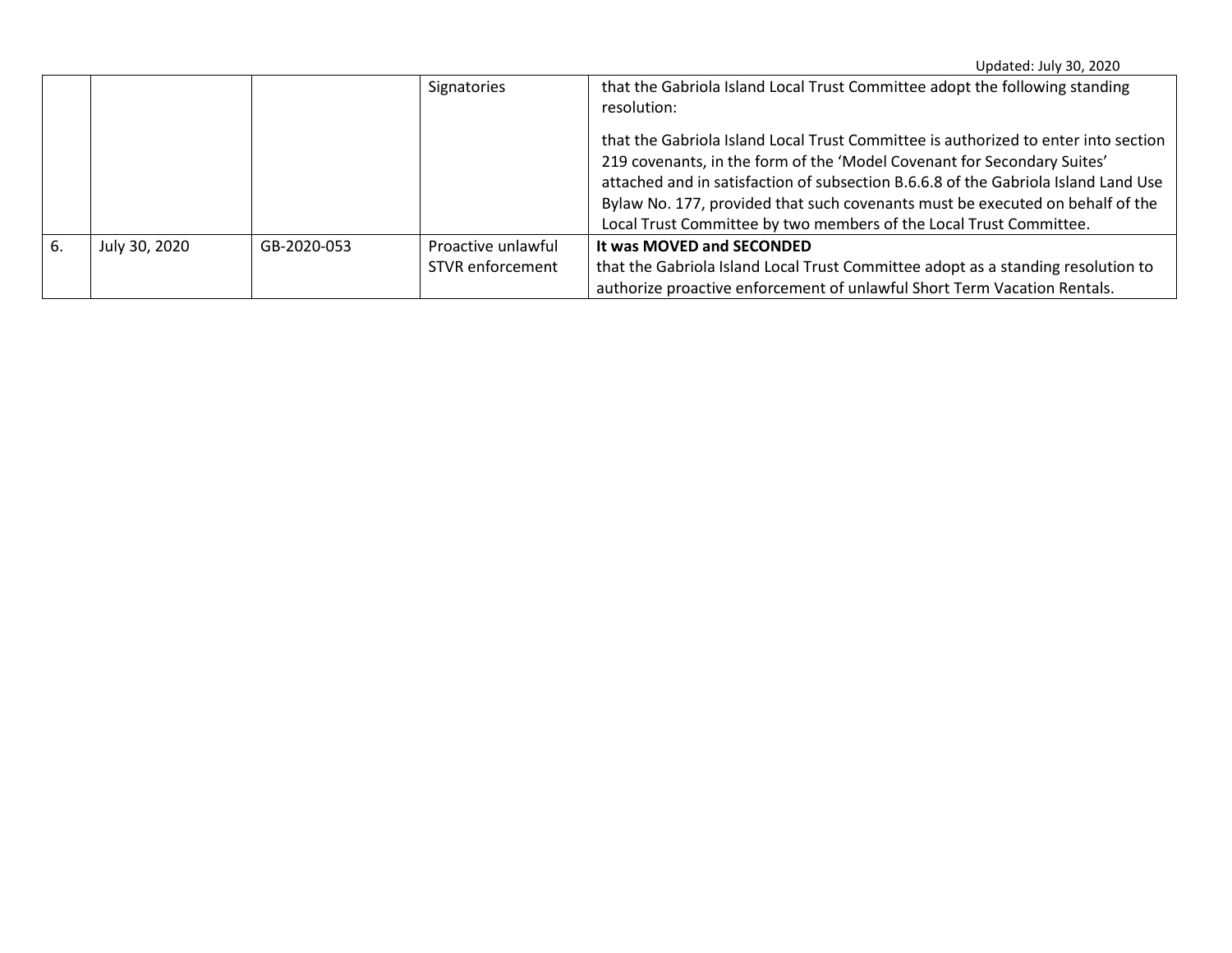Updated: July 30, 2020

| | | | | |
|---|---|---|---|---|
| | | | Signatories | that the Gabriola Island Local Trust Committee adopt the following standing resolution:<br><br>that the Gabriola Island Local Trust Committee is authorized to enter into section 219 covenants, in the form of the 'Model Covenant for Secondary Suites' attached and in satisfaction of subsection B.6.6.8 of the Gabriola Island Land Use Bylaw No. 177, provided that such covenants must be executed on behalf of the Local Trust Committee by two members of the Local Trust Committee. |
| 6. | July 30, 2020 | GB-2020-053 | Proactive unlawful STVR enforcement | **It was MOVED and SECONDED**<br>that the Gabriola Island Local Trust Committee adopt as a standing resolution to authorize proactive enforcement of unlawful Short Term Vacation Rentals. |